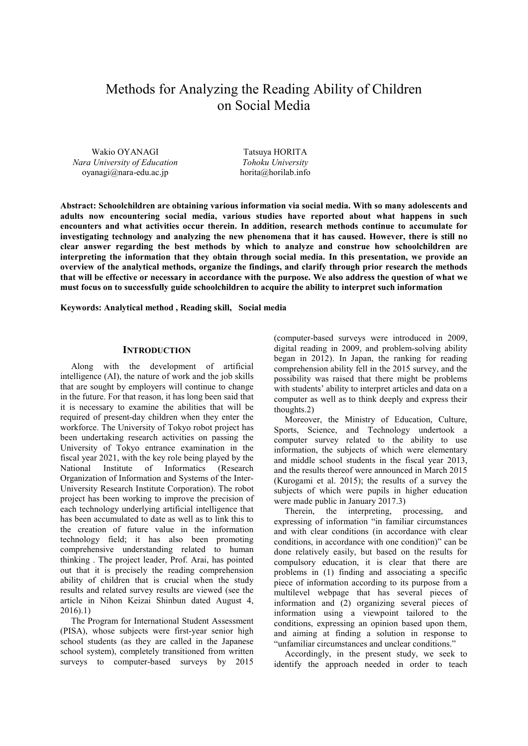# Methods for Analyzing the Reading Ability of Children on Social Media

Wakio OYANAGI
*Nara University of Education*
oyanagi@nara-edu.ac.jp

Tatsuya HORITA
*Tohoku University*
horita@horilab.info

**Abstract: Schoolchildren are obtaining various information via social media. With so many adolescents and adults now encountering social media, various studies have reported about what happens in such encounters and what activities occur therein. In addition, research methods continue to accumulate for investigating technology and analyzing the new phenomena that it has caused. However, there is still no clear answer regarding the best methods by which to analyze and construe how schoolchildren are interpreting the information that they obtain through social media. In this presentation, we provide an overview of the analytical methods, organize the findings, and clarify through prior research the methods that will be effective or necessary in accordance with the purpose. We also address the question of what we must focus on to successfully guide schoolchildren to acquire the ability to interpret such information**

**Keywords: Analytical method , Reading skill, Social media**

## INTRODUCTION

Along with the development of artificial intelligence (AI), the nature of work and the job skills that are sought by employers will continue to change in the future. For that reason, it has long been said that it is necessary to examine the abilities that will be required of present-day children when they enter the workforce. The University of Tokyo robot project has been undertaking research activities on passing the University of Tokyo entrance examination in the fiscal year 2021, with the key role being played by the National Institute of Informatics (Research Organization of Information and Systems of the Inter-University Research Institute Corporation). The robot project has been working to improve the precision of each technology underlying artificial intelligence that has been accumulated to date as well as to link this to the creation of future value in the information technology field; it has also been promoting comprehensive understanding related to human thinking . The project leader, Prof. Arai, has pointed out that it is precisely the reading comprehension ability of children that is crucial when the study results and related survey results are viewed (see the article in Nihon Keizai Shinbun dated August 4, 2016).1)

The Program for International Student Assessment (PISA), whose subjects were first-year senior high school students (as they are called in the Japanese school system), completely transitioned from written surveys to computer-based surveys by 2015 (computer-based surveys were introduced in 2009, digital reading in 2009, and problem-solving ability began in 2012). In Japan, the ranking for reading comprehension ability fell in the 2015 survey, and the possibility was raised that there might be problems with students' ability to interpret articles and data on a computer as well as to think deeply and express their thoughts.2)

Moreover, the Ministry of Education, Culture, Sports, Science, and Technology undertook a computer survey related to the ability to use information, the subjects of which were elementary and middle school students in the fiscal year 2013, and the results thereof were announced in March 2015 (Kurogami et al. 2015); the results of a survey the subjects of which were pupils in higher education were made public in January 2017.3)

Therein, the interpreting, processing, and expressing of information "in familiar circumstances and with clear conditions (in accordance with clear conditions, in accordance with one condition)" can be done relatively easily, but based on the results for compulsory education, it is clear that there are problems in (1) finding and associating a specific piece of information according to its purpose from a multilevel webpage that has several pieces of information and (2) organizing several pieces of information using a viewpoint tailored to the conditions, expressing an opinion based upon them, and aiming at finding a solution in response to "unfamiliar circumstances and unclear conditions."

Accordingly, in the present study, we seek to identify the approach needed in order to teach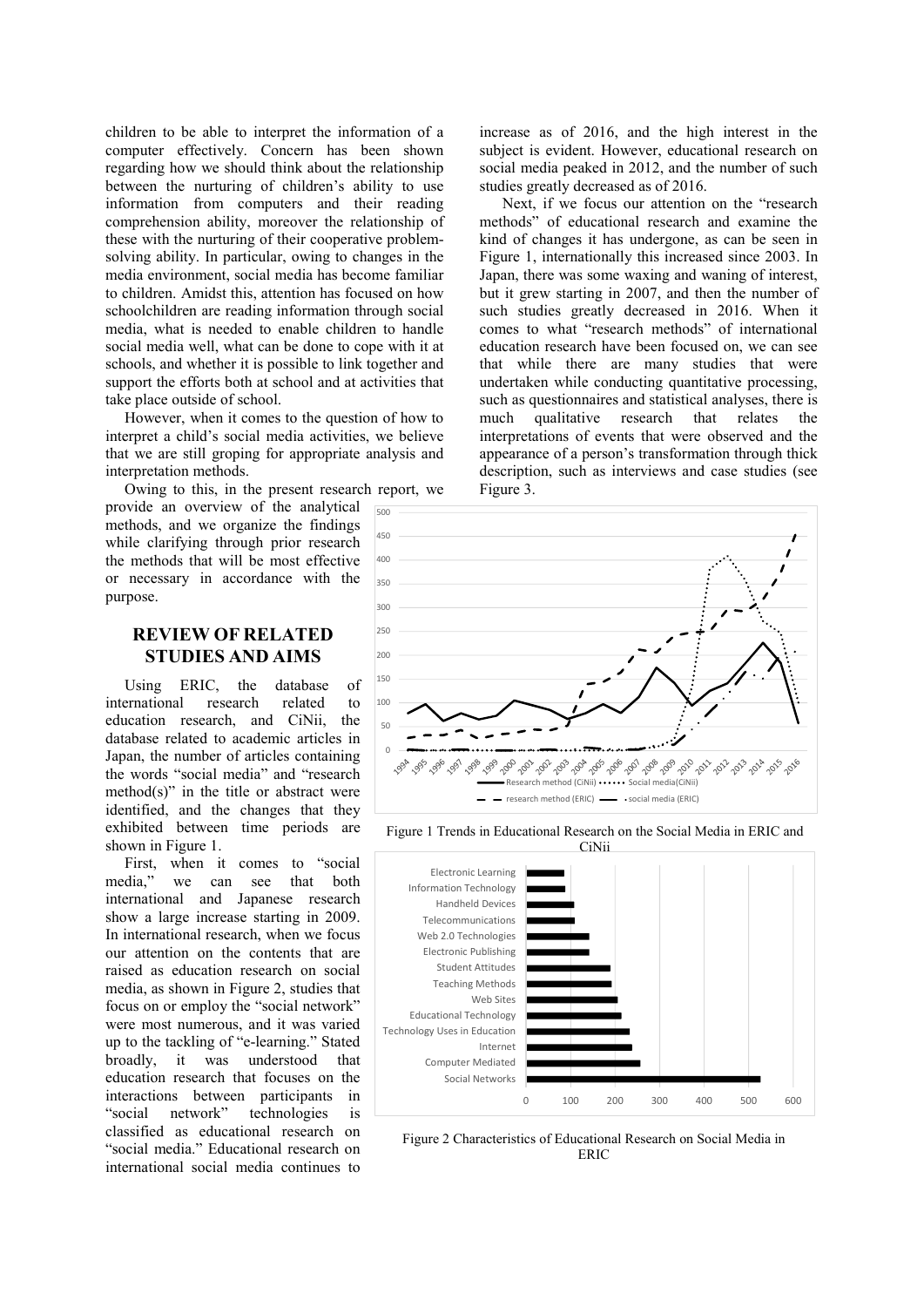children to be able to interpret the information of a computer effectively. Concern has been shown regarding how we should think about the relationship between the nurturing of children's ability to use information from computers and their reading comprehension ability, moreover the relationship of these with the nurturing of their cooperative problem-solving ability. In particular, owing to changes in the media environment, social media has become familiar to children. Amidst this, attention has focused on how schoolchildren are reading information through social media, what is needed to enable children to handle social media well, what can be done to cope with it at schools, and whether it is possible to link together and support the efforts both at school and at activities that take place outside of school.

However, when it comes to the question of how to interpret a child's social media activities, we believe that we are still groping for appropriate analysis and interpretation methods.

Owing to this, in the present research report, we provide an overview of the analytical methods, and we organize the findings while clarifying through prior research the methods that will be most effective or necessary in accordance with the purpose.

## REVIEW OF RELATED STUDIES AND AIMS

Using ERIC, the database of international research related to education research, and CiNii, the database related to academic articles in Japan, the number of articles containing the words "social media" and "research method(s)" in the title or abstract were identified, and the changes that they exhibited between time periods are shown in Figure 1.

First, when it comes to "social media," we can see that both international and Japanese research show a large increase starting in 2009. In international research, when we focus our attention on the contents that are raised as education research on social media, as shown in Figure 2, studies that focus on or employ the "social network" were most numerous, and it was varied up to the tackling of "e-learning." Stated broadly, it was understood that education research that focuses on the interactions between participants in "social network" technologies is classified as educational research on "social media." Educational research on international social media continues to increase as of 2016, and the high interest in the subject is evident. However, educational research on social media peaked in 2012, and the number of such studies greatly decreased as of 2016.

Next, if we focus our attention on the "research methods" of educational research and examine the kind of changes it has undergone, as can be seen in Figure 1, internationally this increased since 2003. In Japan, there was some waxing and waning of interest, but it grew starting in 2007, and then the number of such studies greatly decreased in 2016. When it comes to what "research methods" of international education research have been focused on, we can see that while there are many studies that were undertaken while conducting quantitative processing, such as questionnaires and statistical analyses, there is much qualitative research that relates the interpretations of events that were observed and the appearance of a person's transformation through thick description, such as interviews and case studies (see Figure 3.

Figure 1 Trends in Educational Research on the Social Media in ERIC and CiNii

Figure 2 Characteristics of Educational Research on Social Media in ERIC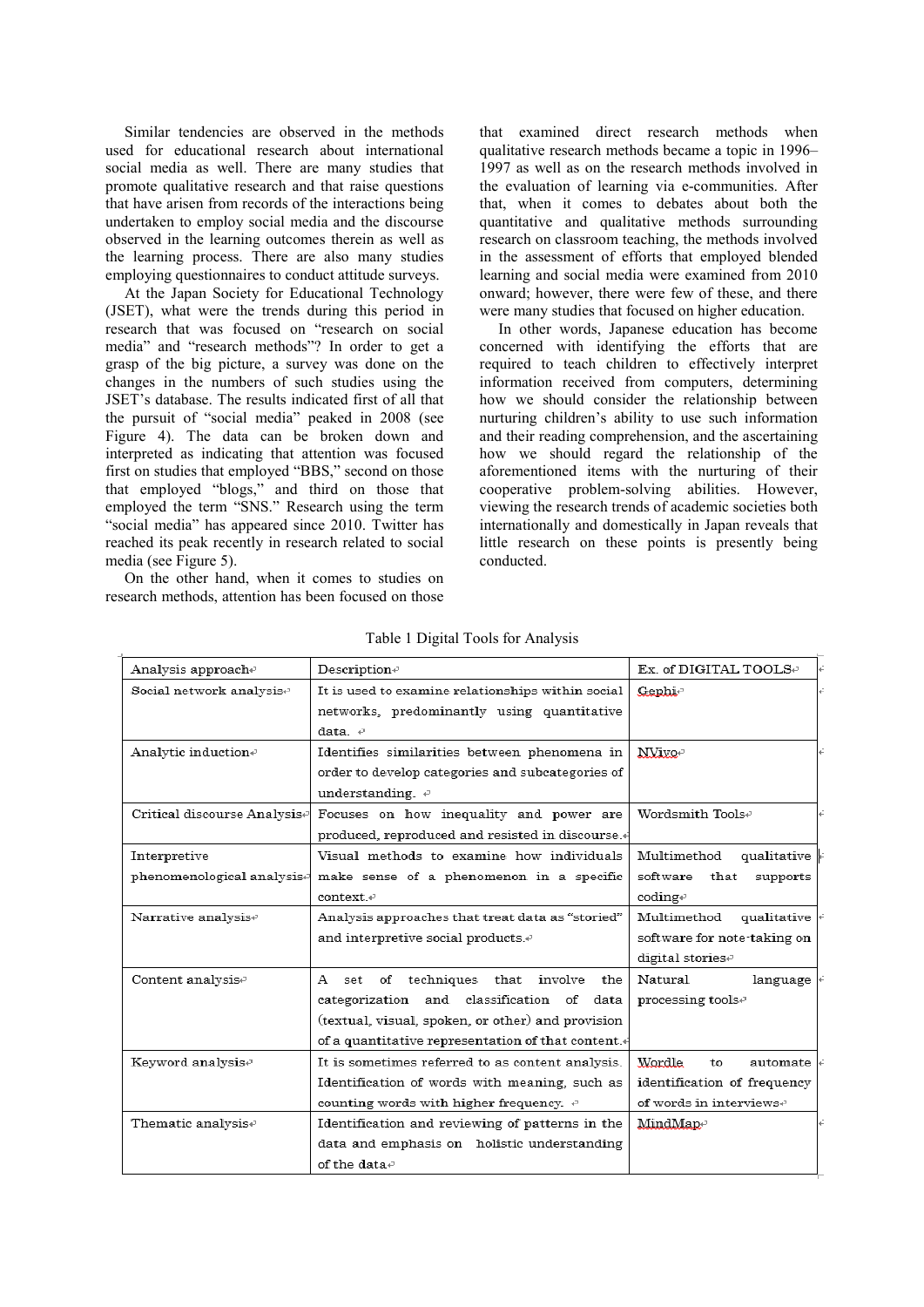Similar tendencies are observed in the methods used for educational research about international social media as well. There are many studies that promote qualitative research and that raise questions that have arisen from records of the interactions being undertaken to employ social media and the discourse observed in the learning outcomes therein as well as the learning process. There are also many studies employing questionnaires to conduct attitude surveys.

At the Japan Society for Educational Technology (JSET), what were the trends during this period in research that was focused on "research on social media" and "research methods"? In order to get a grasp of the big picture, a survey was done on the changes in the numbers of such studies using the JSET's database. The results indicated first of all that the pursuit of "social media" peaked in 2008 (see Figure 4). The data can be broken down and interpreted as indicating that attention was focused first on studies that employed "BBS," second on those that employed "blogs," and third on those that employed the term "SNS." Research using the term "social media" has appeared since 2010. Twitter has reached its peak recently in research related to social media (see Figure 5).

On the other hand, when it comes to studies on research methods, attention has been focused on those that examined direct research methods when qualitative research methods became a topic in 1996–1997 as well as on the research methods involved in the evaluation of learning via e-communities. After that, when it comes to debates about both the quantitative and qualitative methods surrounding research on classroom teaching, the methods involved in the assessment of efforts that employed blended learning and social media were examined from 2010 onward; however, there were few of these, and there were many studies that focused on higher education.

In other words, Japanese education has become concerned with identifying the efforts that are required to teach children to effectively interpret information received from computers, determining how we should consider the relationship between nurturing children's ability to use such information and their reading comprehension, and the ascertaining how we should regard the relationship of the aforementioned items with the nurturing of their cooperative problem-solving abilities. However, viewing the research trends of academic societies both internationally and domestically in Japan reveals that little research on these points is presently being conducted.

Table 1 Digital Tools for Analysis

| Analysis approach | Description | Ex. of DIGITAL TOOLS |
|---|---|---|
| Social network analysis | It is used to examine relationships within social networks, predominantly using quantitative data. | Gephi |
| Analytic induction | Identifies similarities between phenomena in order to develop categories and subcategories of understanding. | NVivo |
| Critical discourse Analysis | Focuses on how inequality and power are produced, reproduced and resisted in discourse. | Wordsmith Tools |
| Interpretive phenomenological analysis | Visual methods to examine how individuals make sense of a phenomenon in a specific context. | Multimethod qualitative software that supports coding |
| Narrative analysis | Analysis approaches that treat data as "storied" and interpretive social products. | Multimethod qualitative software for note-taking on digital stories |
| Content analysis | A set of techniques that involve the categorization and classification of data (textual, visual, spoken, or other) and provision of a quantitative representation of that content. | Natural language processing tools |
| Keyword analysis | It is sometimes referred to as content analysis. Identification of words with meaning, such as counting words with higher frequency. | Wordle to automate identification of frequency of words in interviews |
| Thematic analysis | Identification and reviewing of patterns in the data and emphasis on holistic understanding of the data | MindMap |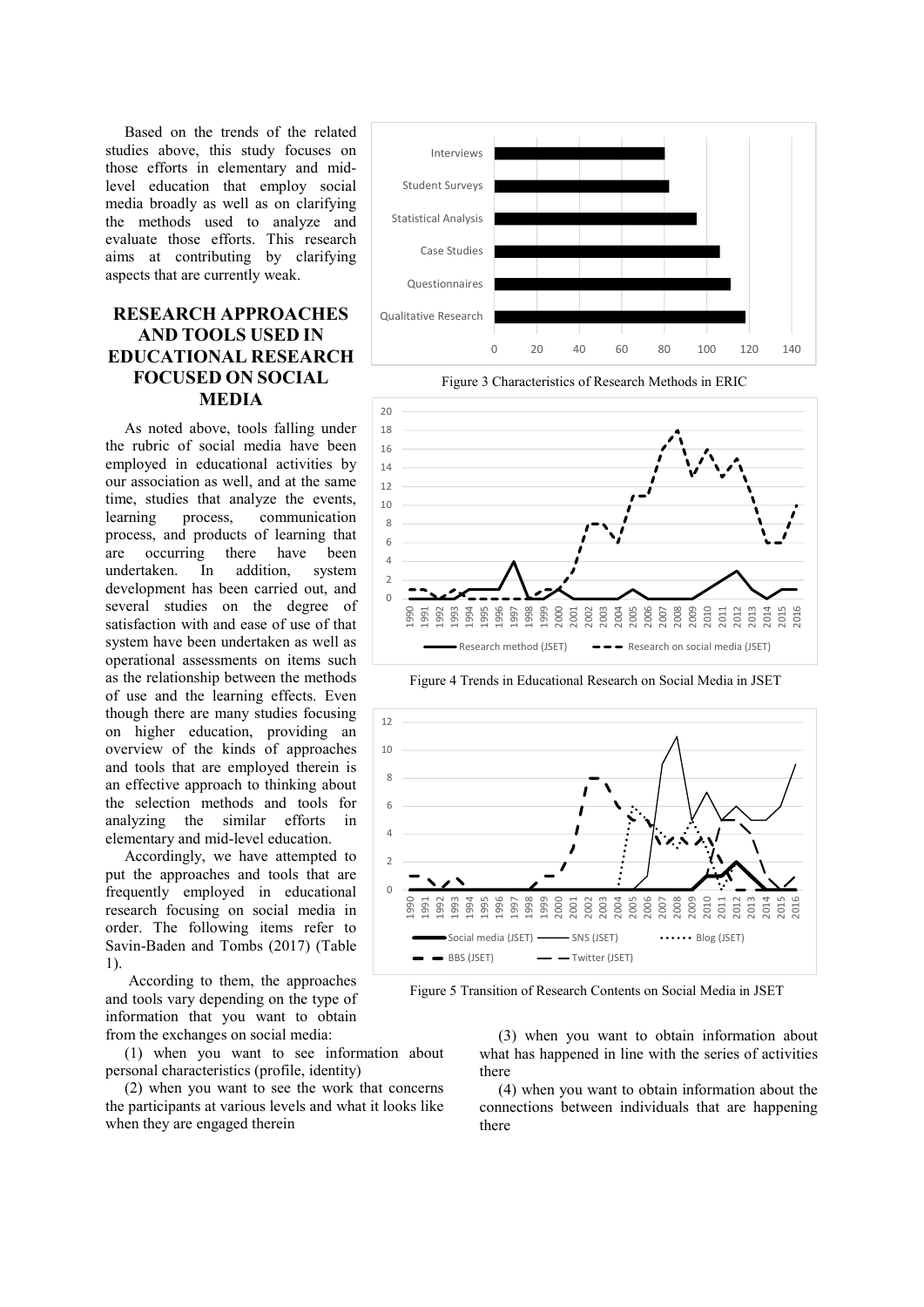Based on the trends of the related studies above, this study focuses on those efforts in elementary and mid-level education that employ social media broadly as well as on clarifying the methods used to analyze and evaluate those efforts. This research aims at contributing by clarifying aspects that are currently weak.

## RESEARCH APPROACHES AND TOOLS USED IN EDUCATIONAL RESEARCH FOCUSED ON SOCIAL MEDIA

As noted above, tools falling under the rubric of social media have been employed in educational activities by our association as well, and at the same time, studies that analyze the events, learning process, communication process, and products of learning that are occurring there have been undertaken. In addition, system development has been carried out, and several studies on the degree of satisfaction with and ease of use of that system have been undertaken as well as operational assessments on items such as the relationship between the methods of use and the learning effects. Even though there are many studies focusing on higher education, providing an overview of the kinds of approaches and tools that are employed therein is an effective approach to thinking about the selection methods and tools for analyzing the similar efforts in elementary and mid-level education.

Accordingly, we have attempted to put the approaches and tools that are frequently employed in educational research focusing on social media in order. The following items refer to Savin-Baden and Tombs (2017) (Table 1).

According to them, the approaches and tools vary depending on the type of information that you want to obtain from the exchanges on social media:

(1) when you want to see information about personal characteristics (profile, identity)

(2) when you want to see the work that concerns the participants at various levels and what it looks like when they are engaged therein

(3) when you want to obtain information about what has happened in line with the series of activities there

(4) when you want to obtain information about the connections between individuals that are happening there

Figure 3 Characteristics of Research Methods in ERIC

Figure 4 Trends in Educational Research on Social Media in JSET

Figure 5 Transition of Research Contents on Social Media in JSET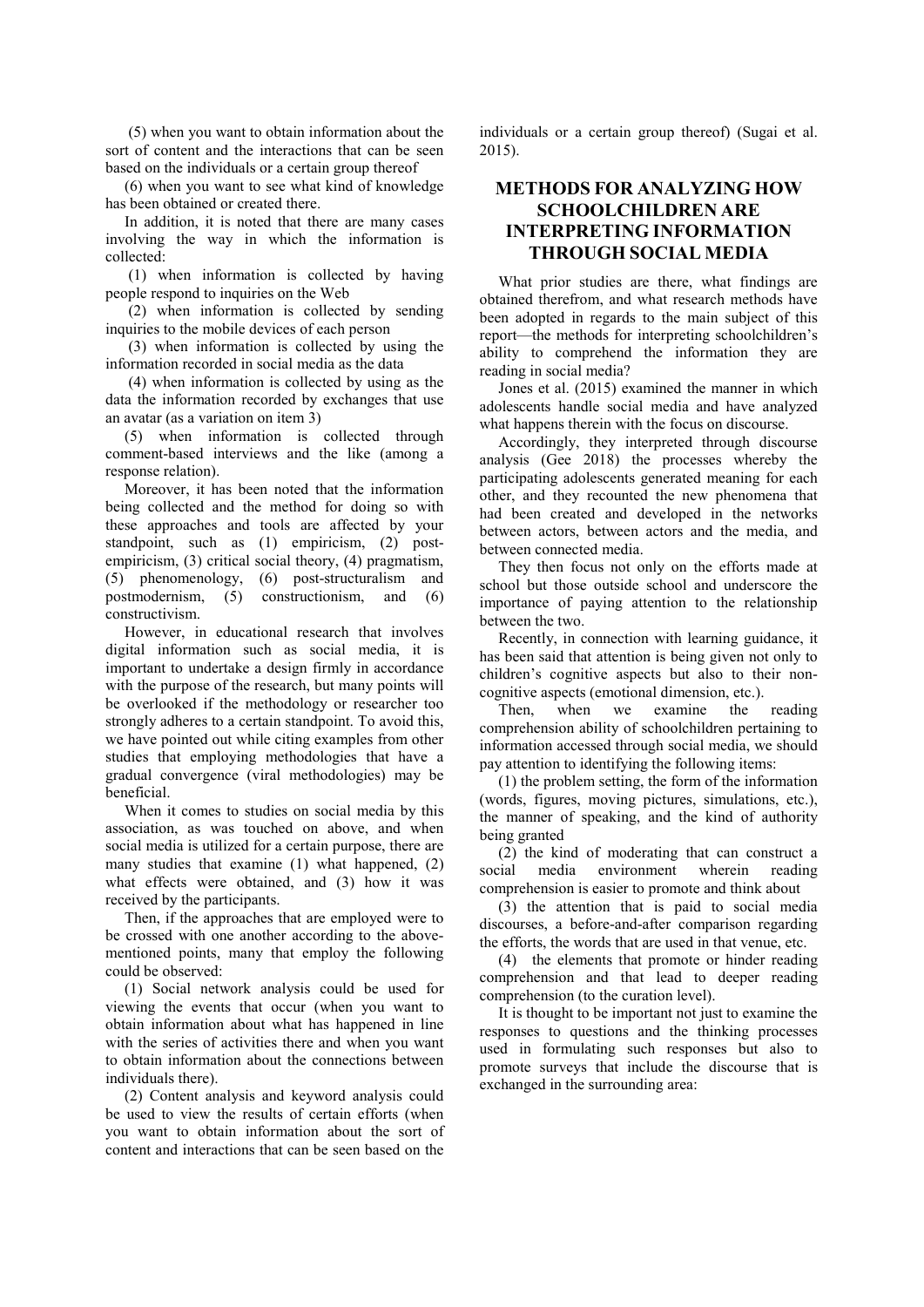(5) when you want to obtain information about the sort of content and the interactions that can be seen based on the individuals or a certain group thereof

(6) when you want to see what kind of knowledge has been obtained or created there.

In addition, it is noted that there are many cases involving the way in which the information is collected:

(1) when information is collected by having people respond to inquiries on the Web

(2) when information is collected by sending inquiries to the mobile devices of each person

(3) when information is collected by using the information recorded in social media as the data

(4) when information is collected by using as the data the information recorded by exchanges that use an avatar (as a variation on item 3)

(5) when information is collected through comment-based interviews and the like (among a response relation).

Moreover, it has been noted that the information being collected and the method for doing so with these approaches and tools are affected by your standpoint, such as (1) empiricism, (2) post-empiricism, (3) critical social theory, (4) pragmatism, (5) phenomenology, (6) post-structuralism and postmodernism, (5) constructionism, and (6) constructivism.

However, in educational research that involves digital information such as social media, it is important to undertake a design firmly in accordance with the purpose of the research, but many points will be overlooked if the methodology or researcher too strongly adheres to a certain standpoint. To avoid this, we have pointed out while citing examples from other studies that employing methodologies that have a gradual convergence (viral methodologies) may be beneficial.

When it comes to studies on social media by this association, as was touched on above, and when social media is utilized for a certain purpose, there are many studies that examine (1) what happened, (2) what effects were obtained, and (3) how it was received by the participants.

Then, if the approaches that are employed were to be crossed with one another according to the above-mentioned points, many that employ the following could be observed:

(1) Social network analysis could be used for viewing the events that occur (when you want to obtain information about what has happened in line with the series of activities there and when you want to obtain information about the connections between individuals there).

(2) Content analysis and keyword analysis could be used to view the results of certain efforts (when you want to obtain information about the sort of content and interactions that can be seen based on the individuals or a certain group thereof) (Sugai et al. 2015).

## METHODS FOR ANALYZING HOW SCHOOLCHILDREN ARE INTERPRETING INFORMATION THROUGH SOCIAL MEDIA

What prior studies are there, what findings are obtained therefrom, and what research methods have been adopted in regards to the main subject of this report—the methods for interpreting schoolchildren's ability to comprehend the information they are reading in social media?

Jones et al. (2015) examined the manner in which adolescents handle social media and have analyzed what happens therein with the focus on discourse.

Accordingly, they interpreted through discourse analysis (Gee 2018) the processes whereby the participating adolescents generated meaning for each other, and they recounted the new phenomena that had been created and developed in the networks between actors, between actors and the media, and between connected media.

They then focus not only on the efforts made at school but those outside school and underscore the importance of paying attention to the relationship between the two.

Recently, in connection with learning guidance, it has been said that attention is being given not only to children's cognitive aspects but also to their non-cognitive aspects (emotional dimension, etc.).

Then, when we examine the reading comprehension ability of schoolchildren pertaining to information accessed through social media, we should pay attention to identifying the following items:

(1) the problem setting, the form of the information (words, figures, moving pictures, simulations, etc.), the manner of speaking, and the kind of authority being granted

(2) the kind of moderating that can construct a social media environment wherein reading comprehension is easier to promote and think about

(3) the attention that is paid to social media discourses, a before-and-after comparison regarding the efforts, the words that are used in that venue, etc.

(4) the elements that promote or hinder reading comprehension and that lead to deeper reading comprehension (to the curation level).

It is thought to be important not just to examine the responses to questions and the thinking processes used in formulating such responses but also to promote surveys that include the discourse that is exchanged in the surrounding area: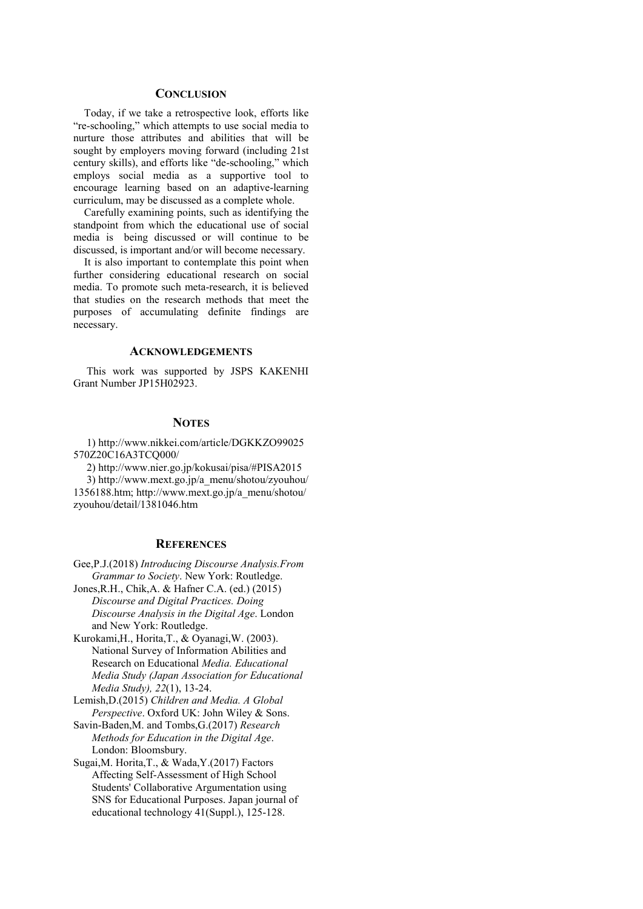## CONCLUSION

Today, if we take a retrospective look, efforts like "re-schooling," which attempts to use social media to nurture those attributes and abilities that will be sought by employers moving forward (including 21st century skills), and efforts like "de-schooling," which employs social media as a supportive tool to encourage learning based on an adaptive-learning curriculum, may be discussed as a complete whole.

Carefully examining points, such as identifying the standpoint from which the educational use of social media is being discussed or will continue to be discussed, is important and/or will become necessary.

It is also important to contemplate this point when further considering educational research on social media. To promote such meta-research, it is believed that studies on the research methods that meet the purposes of accumulating definite findings are necessary.

## ACKNOWLEDGEMENTS

This work was supported by JSPS KAKENHI Grant Number JP15H02923.

## NOTES

1) http://www.nikkei.com/article/DGKKZO99025570Z20C16A3TCQ000/

2) http://www.nier.go.jp/kokusai/pisa/#PISA2015

3) http://www.mext.go.jp/a_menu/shotou/zyouhou/1356188.htm; http://www.mext.go.jp/a_menu/shotou/zyouhou/detail/1381046.htm

## REFERENCES

Gee,P.J.(2018) *Introducing Discourse Analysis.From Grammar to Society*. New York: Routledge.

Jones,R.H., Chik,A. & Hafner C.A. (ed.) (2015) *Discourse and Digital Practices. Doing Discourse Analysis in the Digital Age*. London and New York: Routledge.

Kurokami,H., Horita,T., & Oyanagi,W. (2003). National Survey of Information Abilities and Research on Educational *Media. Educational Media Study (Japan Association for Educational Media Study), 22*(1), 13-24.

Lemish,D.(2015) *Children and Media. A Global Perspective*. Oxford UK: John Wiley & Sons.

Savin-Baden,M. and Tombs,G.(2017) *Research Methods for Education in the Digital Age*. London: Bloomsbury.

Sugai,M. Horita,T., & Wada,Y.(2017) Factors Affecting Self-Assessment of High School Students' Collaborative Argumentation using SNS for Educational Purposes. Japan journal of educational technology 41(Suppl.), 125-128.